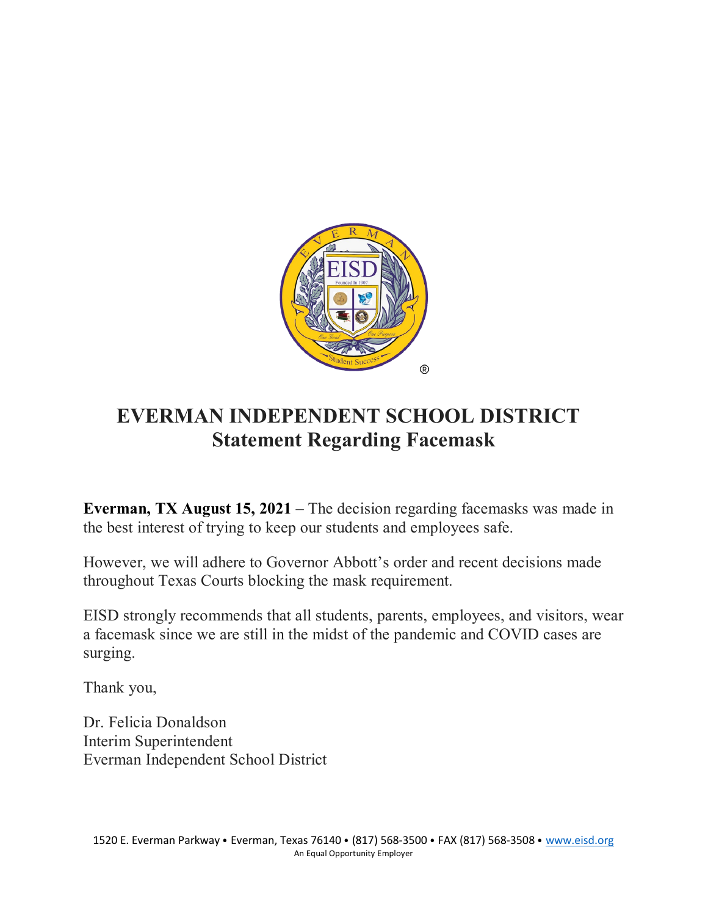# EVERMAN INDEPENDENT SCHOOL DISTRICT

## Statement Regarding Facemask

**Everman, TX August 15, 2021** – The decision regarding facemasks was made in the best interest of trying to keep our students and employees safe.

However, we will adhere to Governor Abbott's order and recent decisions made throughout Texas Courts blocking the mask requirement.

EISD strongly recommends that all students, parents, employees, and visitors, wear a facemask since we are still in the midst of the pandemic and COVID cases are surging.

Thank you,

Dr. Felicia Donaldson
Interim Superintendent
Everman Independent School District

1520 E. Everman Parkway • Everman, Texas 76140 • (817) 568-3500 • FAX (817) 568-3508 • www.eisd.org
An Equal Opportunity Employer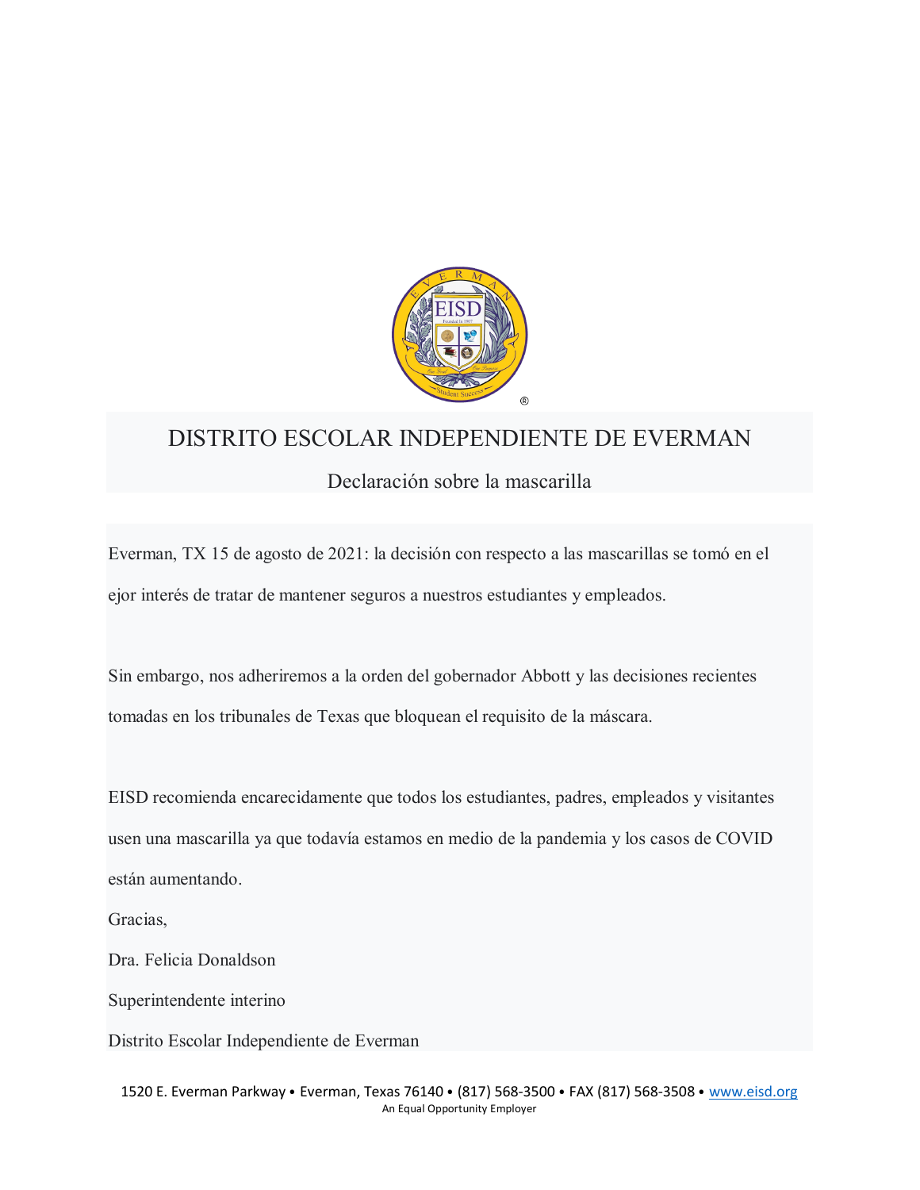# DISTRITO ESCOLAR INDEPENDIENTE DE EVERMAN

## Declaración sobre la mascarilla

Everman, TX 15 de agosto de 2021: la decisión con respecto a las mascarillas se tomó en el ejor interés de tratar de mantener seguros a nuestros estudiantes y empleados.

Sin embargo, nos adheriremos a la orden del gobernador Abbott y las decisiones recientes tomadas en los tribunales de Texas que bloquean el requisito de la máscara.

EISD recomienda encarecidamente que todos los estudiantes, padres, empleados y visitantes usen una mascarilla ya que todavía estamos en medio de la pandemia y los casos de COVID están aumentando.

Gracias,

Dra. Felicia Donaldson

Superintendente interino

Distrito Escolar Independiente de Everman

1520 E. Everman Parkway • Everman, Texas 76140 • (817) 568-3500 • FAX (817) 568-3508 • www.eisd.org

An Equal Opportunity Employer